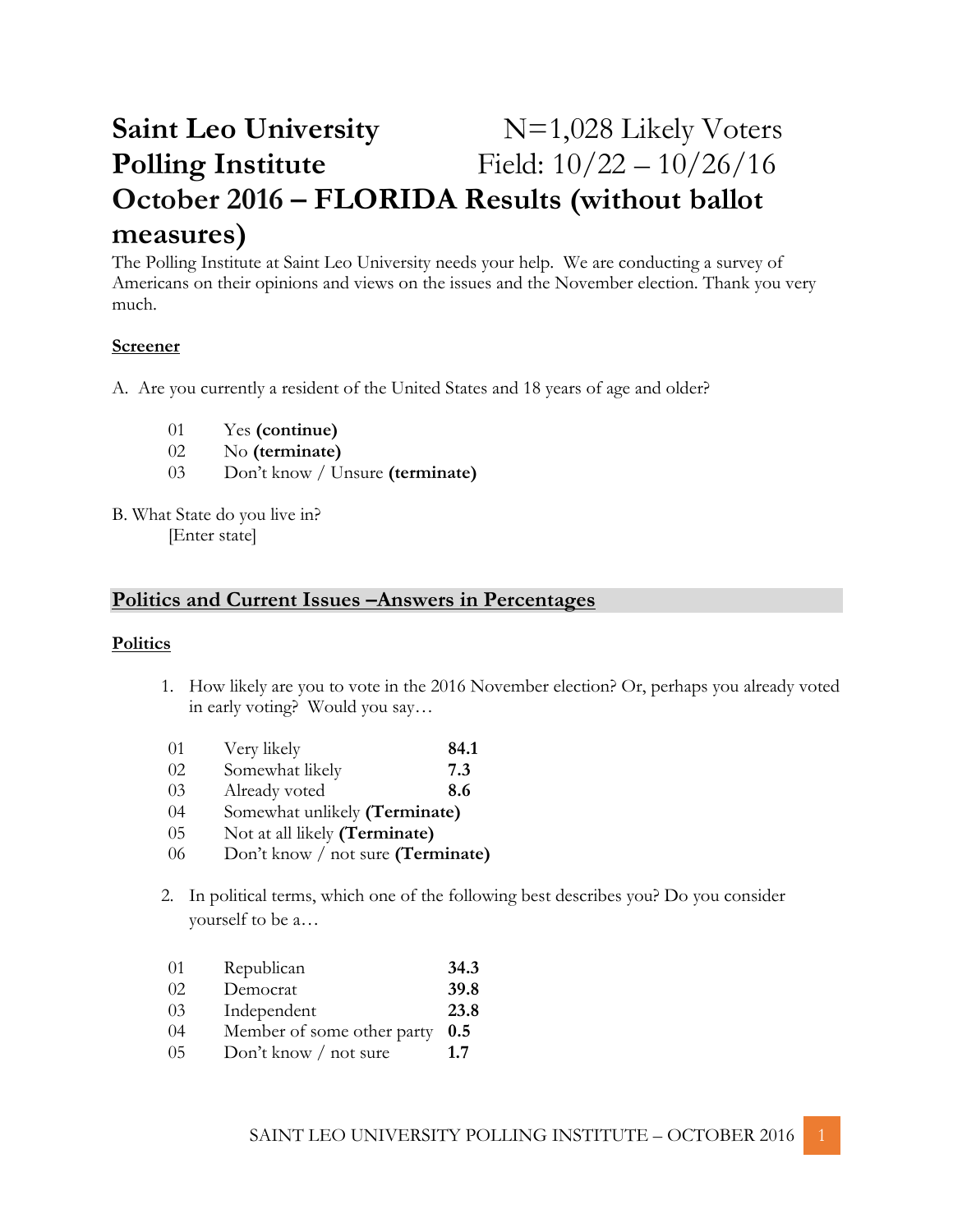# Saint Leo University Polling Institute

**N=1,028 Likely Voters**
**Field: 10/22 – 10/26/16**

# October 2016 – FLORIDA Results (without ballot measures)

The Polling Institute at Saint Leo University needs your help. We are conducting a survey of Americans on their opinions and views on the issues and the November election. Thank you very much.

### Screener

A. Are you currently a resident of the United States and 18 years of age and older?

| | | |
|---|---|---|
| 01 | Yes **(continue)** | |
| 02 | No **(terminate)** | |
| 03 | Don't know / Unsure **(terminate)** | |

B. What State do you live in?

[Enter state]

## Politics and Current Issues –Answers in Percentages

### Politics

1. How likely are you to vote in the 2016 November election? Or, perhaps you already voted in early voting? Would you say…

| | | |
|---|---|---|
| 01 | Very likely | **84.1** |
| 02 | Somewhat likely | **7.3** |
| 03 | Already voted | **8.6** |
| 04 | Somewhat unlikely **(Terminate)** | |
| 05 | Not at all likely **(Terminate)** | |
| 06 | Don't know / not sure **(Terminate)** | |

2. In political terms, which one of the following best describes you? Do you consider yourself to be a…

| | | |
|---|---|---|
| 01 | Republican | **34.3** |
| 02 | Democrat | **39.8** |
| 03 | Independent | **23.8** |
| 04 | Member of some other party | **0.5** |
| 05 | Don't know / not sure | **1.7** |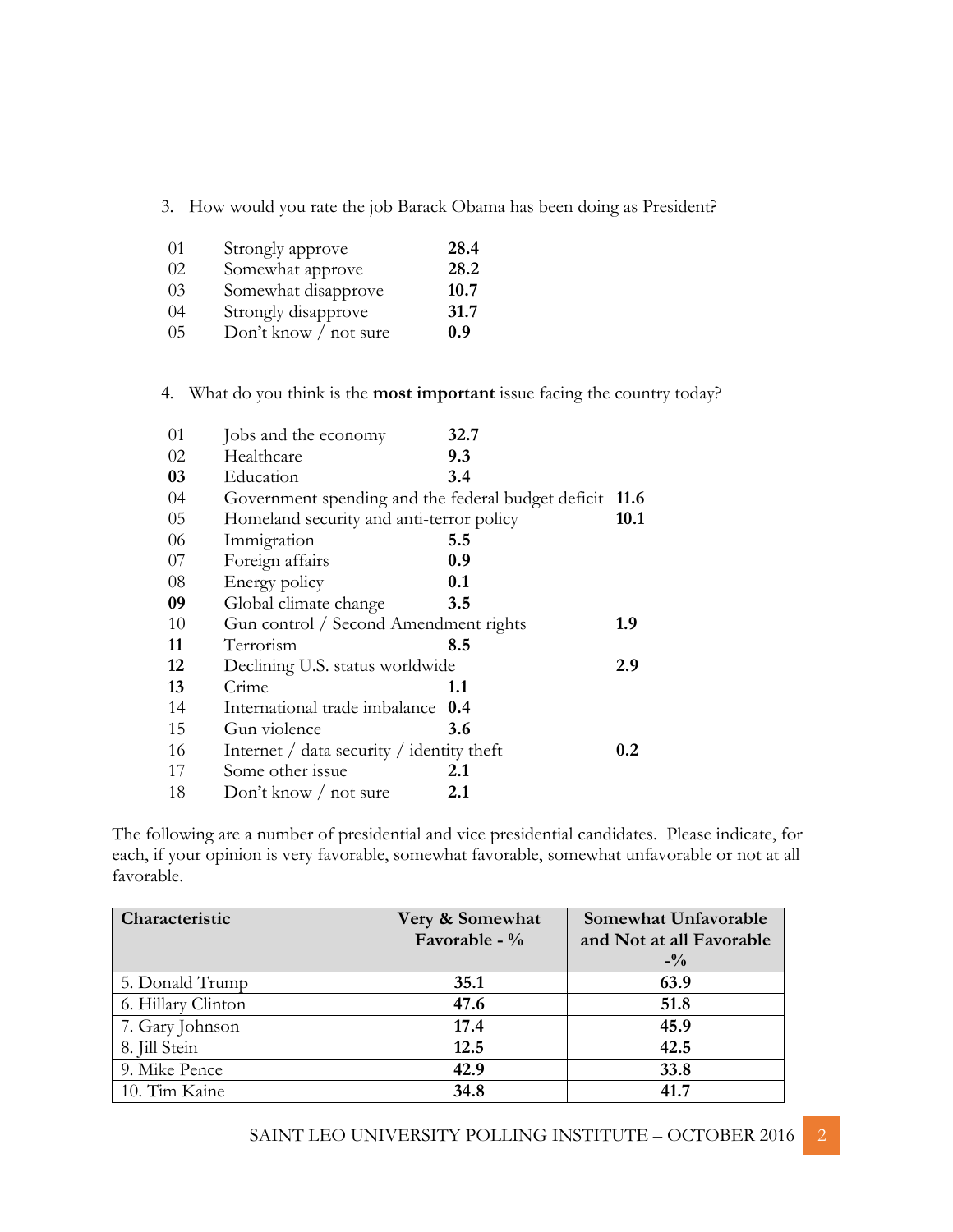3. How would you rate the job Barack Obama has been doing as President?

| | | |
|---|---|---|
| 01 | Strongly approve | **28.4** |
| 02 | Somewhat approve | **28.2** |
| 03 | Somewhat disapprove | **10.7** |
| 04 | Strongly disapprove | **31.7** |
| 05 | Don't know / not sure | **0.9** |

4. What do you think is the **most important** issue facing the country today?

| | | |
|---|---|---|
| 01 | Jobs and the economy | **32.7** |
| 02 | Healthcare | **9.3** |
| **03** | Education | **3.4** |
| 04 | Government spending and the federal budget deficit | **11.6** |
| 05 | Homeland security and anti-terror policy | **10.1** |
| 06 | Immigration | **5.5** |
| 07 | Foreign affairs | **0.9** |
| 08 | Energy policy | **0.1** |
| **09** | Global climate change | **3.5** |
| 10 | Gun control / Second Amendment rights | **1.9** |
| **11** | Terrorism | **8.5** |
| **12** | Declining U.S. status worldwide | **2.9** |
| **13** | Crime | **1.1** |
| 14 | International trade imbalance | **0.4** |
| 15 | Gun violence | **3.6** |
| 16 | Internet / data security / identity theft | **0.2** |
| 17 | Some other issue | **2.1** |
| 18 | Don't know / not sure | **2.1** |

The following are a number of presidential and vice presidential candidates. Please indicate, for each, if your opinion is very favorable, somewhat favorable, somewhat unfavorable or not at all favorable.

| Characteristic | Very & Somewhat Favorable - % | Somewhat Unfavorable and Not at all Favorable -% |
|---|---|---|
| 5. Donald Trump | **35.1** | **63.9** |
| 6. Hillary Clinton | **47.6** | **51.8** |
| 7. Gary Johnson | **17.4** | **45.9** |
| 8. Jill Stein | **12.5** | **42.5** |
| 9. Mike Pence | **42.9** | **33.8** |
| 10. Tim Kaine | **34.8** | **41.7** |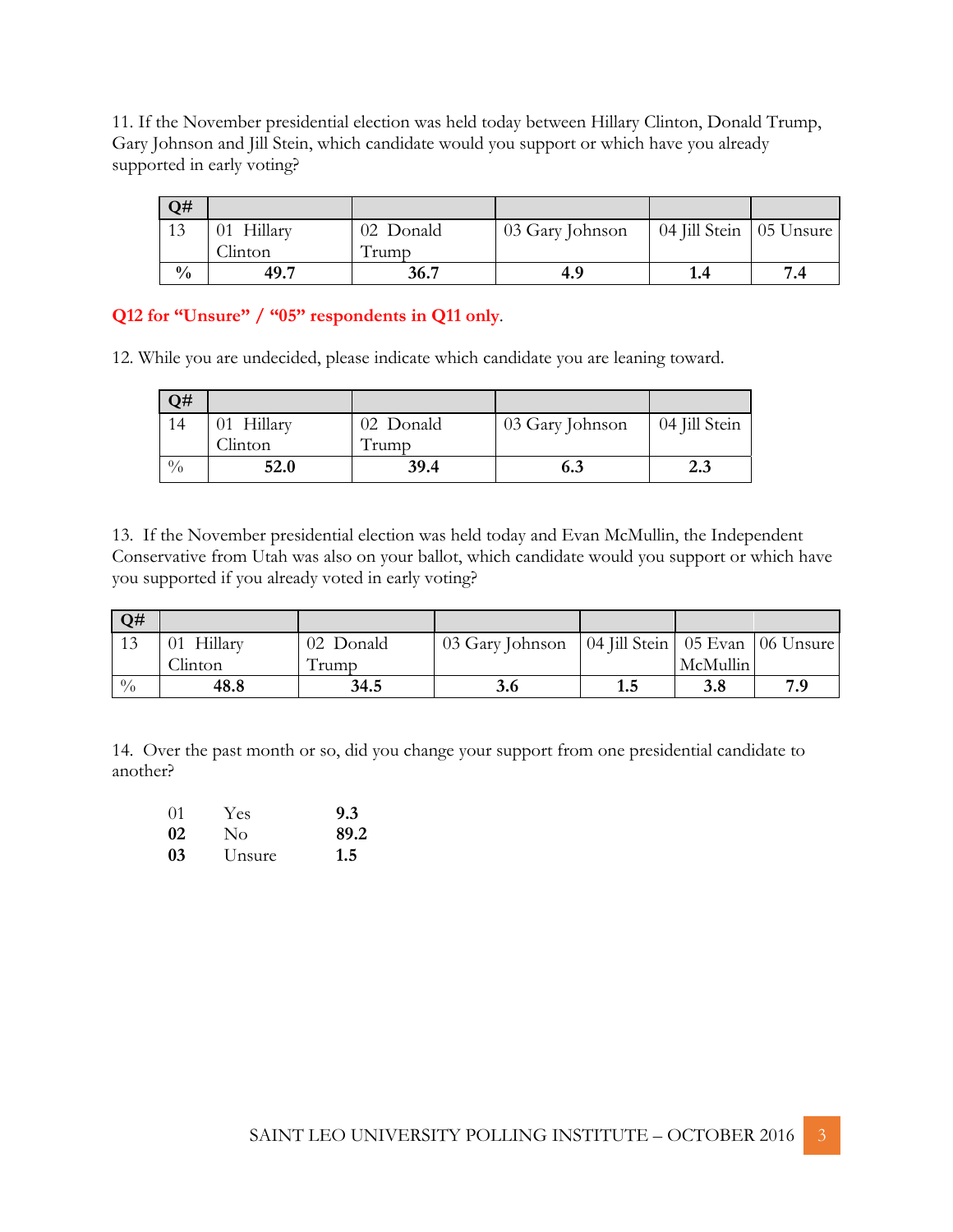11. If the November presidential election was held today between Hillary Clinton, Donald Trump, Gary Johnson and Jill Stein, which candidate would you support or which have you already supported in early voting?

| Q# | | | | | |
|---|---|---|---|---|---|
| 13 | 01 Hillary Clinton | 02 Donald Trump | 03 Gary Johnson | 04 Jill Stein | 05 Unsure |
| % | **49.7** | **36.7** | **4.9** | **1.4** | **7.4** |

**Q12 for "Unsure" / "05" respondents in Q11 only**.

12. While you are undecided, please indicate which candidate you are leaning toward.

| Q# | | | | |
|---|---|---|---|---|
| 14 | 01 Hillary Clinton | 02 Donald Trump | 03 Gary Johnson | 04 Jill Stein |
| % | **52.0** | **39.4** | **6.3** | **2.3** |

13. If the November presidential election was held today and Evan McMullin, the Independent Conservative from Utah was also on your ballot, which candidate would you support or which have you supported if you already voted in early voting?

| Q# | | | | | | |
|---|---|---|---|---|---|---|
| 13 | 01 Hillary Clinton | 02 Donald Trump | 03 Gary Johnson | 04 Jill Stein | 05 Evan McMullin | 06 Unsure |
| % | **48.8** | **34.5** | **3.6** | **1.5** | **3.8** | **7.9** |

14. Over the past month or so, did you change your support from one presidential candidate to another?

| | | |
|---|---|---|
| 01 | Yes | **9.3** |
| **02** | No | **89.2** |
| **03** | Unsure | **1.5** |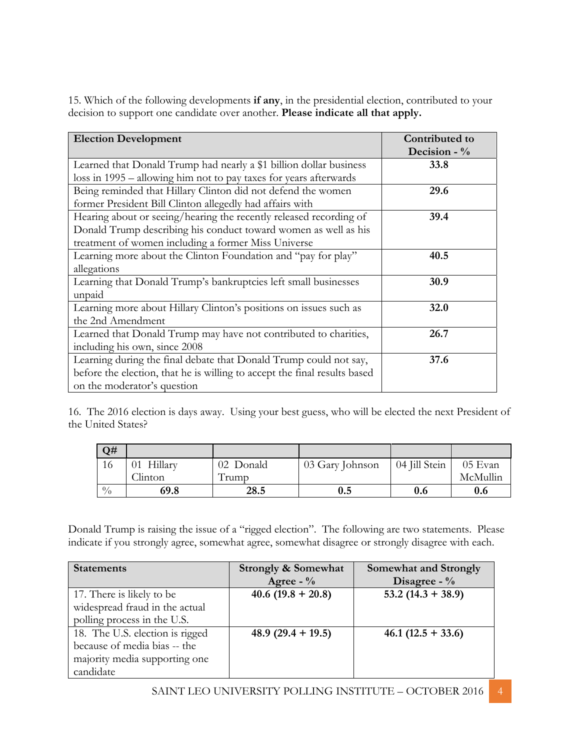15. Which of the following developments **if any**, in the presidential election, contributed to your decision to support one candidate over another. **Please indicate all that apply.**

| **Election Development** | **Contributed to Decision - %** |
|---|---|
| Learned that Donald Trump had nearly a $1 billion dollar business loss in 1995 – allowing him not to pay taxes for years afterwards | **33.8** |
| Being reminded that Hillary Clinton did not defend the women former President Bill Clinton allegedly had affairs with | **29.6** |
| Hearing about or seeing/hearing the recently released recording of Donald Trump describing his conduct toward women as well as his treatment of women including a former Miss Universe | **39.4** |
| Learning more about the Clinton Foundation and "pay for play" allegations | **40.5** |
| Learning that Donald Trump's bankruptcies left small businesses unpaid | **30.9** |
| Learning more about Hillary Clinton's positions on issues such as the 2nd Amendment | **32.0** |
| Learned that Donald Trump may have not contributed to charities, including his own, since 2008 | **26.7** |
| Learning during the final debate that Donald Trump could not say, before the election, that he is willing to accept the final results based on the moderator's question | **37.6** |

16. The 2016 election is days away. Using your best guess, who will be elected the next President of the United States?

| **Q#** | | | | | |
|---|---|---|---|---|---|
| 16 | 01 Hillary Clinton | 02 Donald Trump | 03 Gary Johnson | 04 Jill Stein | 05 Evan McMullin |
| % | **69.8** | **28.5** | **0.5** | **0.6** | **0.6** |

Donald Trump is raising the issue of a "rigged election". The following are two statements. Please indicate if you strongly agree, somewhat agree, somewhat disagree or strongly disagree with each.

| **Statements** | **Strongly & Somewhat Agree - %** | **Somewhat and Strongly Disagree - %** |
|---|---|---|
| 17. There is likely to be widespread fraud in the actual polling process in the U.S. | **40.6 (19.8 + 20.8)** | **53.2 (14.3 + 38.9)** |
| 18. The U.S. election is rigged because of media bias -- the majority media supporting one candidate | **48.9 (29.4 + 19.5)** | **46.1 (12.5 + 33.6)** |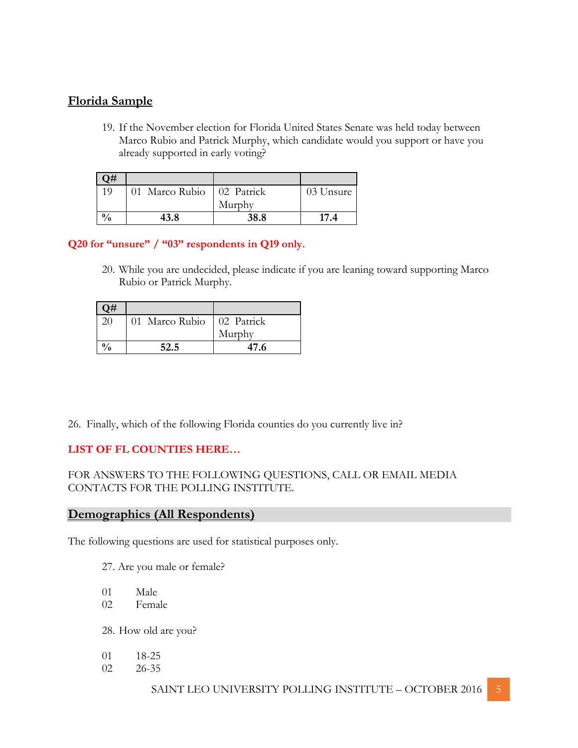## Florida Sample

19. If the November election for Florida United States Senate was held today between Marco Rubio and Patrick Murphy, which candidate would you support or have you already supported in early voting?

| Q# | | | |
|---|---|---|---|
| 19 | 01 Marco Rubio | 02 Patrick Murphy | 03 Unsure |
| % | **43.8** | **38.8** | **17.4** |

**Q20 for "unsure" / "03" respondents in Q19 only.**

20. While you are undecided, please indicate if you are leaning toward supporting Marco Rubio or Patrick Murphy.

| Q# | | |
|---|---|---|
| 20 | 01 Marco Rubio | 02 Patrick Murphy |
| % | **52.5** | **47.6** |

26. Finally, which of the following Florida counties do you currently live in?

**LIST OF FL COUNTIES HERE…**

FOR ANSWERS TO THE FOLLOWING QUESTIONS, CALL OR EMAIL MEDIA CONTACTS FOR THE POLLING INSTITUTE.

## Demographics (All Respondents)

The following questions are used for statistical purposes only.

27. Are you male or female?

01 Male
02 Female

28. How old are you?

01 18-25
02 26-35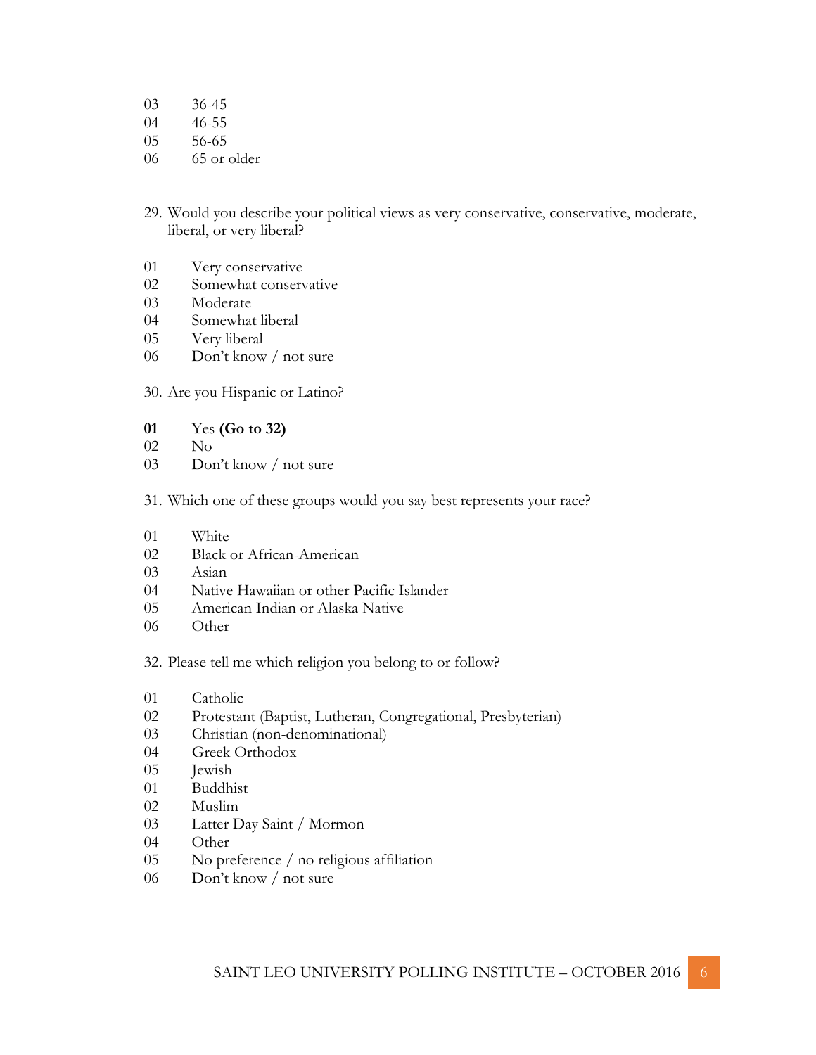03 36-45
04 46-55
05 56-65
06 65 or older

29. Would you describe your political views as very conservative, conservative, moderate, liberal, or very liberal?

01 Very conservative
02 Somewhat conservative
03 Moderate
04 Somewhat liberal
05 Very liberal
06 Don't know / not sure

30. Are you Hispanic or Latino?

**01** Yes **(Go to 32)**
02 No
03 Don't know / not sure

31. Which one of these groups would you say best represents your race?

01 White
02 Black or African-American
03 Asian
04 Native Hawaiian or other Pacific Islander
05 American Indian or Alaska Native
06 Other

32. Please tell me which religion you belong to or follow?

01 Catholic
02 Protestant (Baptist, Lutheran, Congregational, Presbyterian)
03 Christian (non-denominational)
04 Greek Orthodox
05 Jewish
01 Buddhist
02 Muslim
03 Latter Day Saint / Mormon
04 Other
05 No preference / no religious affiliation
06 Don't know / not sure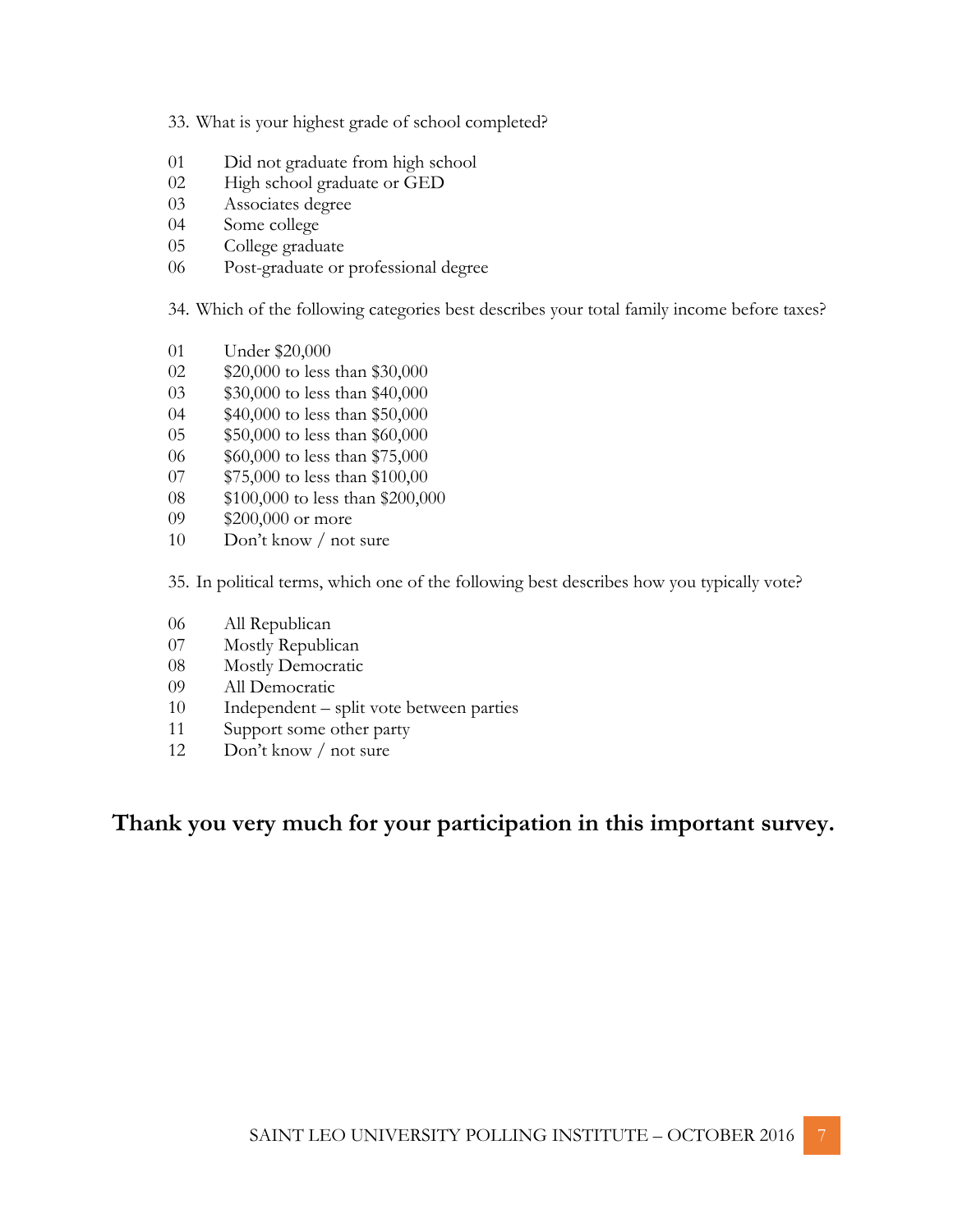33. What is your highest grade of school completed?

01 Did not graduate from high school
02 High school graduate or GED
03 Associates degree
04 Some college
05 College graduate
06 Post-graduate or professional degree

34. Which of the following categories best describes your total family income before taxes?

01 Under $20,000
02 $20,000 to less than $30,000
03 $30,000 to less than $40,000
04 $40,000 to less than $50,000
05 $50,000 to less than $60,000
06 $60,000 to less than $75,000
07 $75,000 to less than $100,00
08 $100,000 to less than $200,000
09 $200,000 or more
10 Don't know / not sure

35. In political terms, which one of the following best describes how you typically vote?

06 All Republican
07 Mostly Republican
08 Mostly Democratic
09 All Democratic
10 Independent – split vote between parties
11 Support some other party
12 Don't know / not sure

**Thank you very much for your participation in this important survey.**